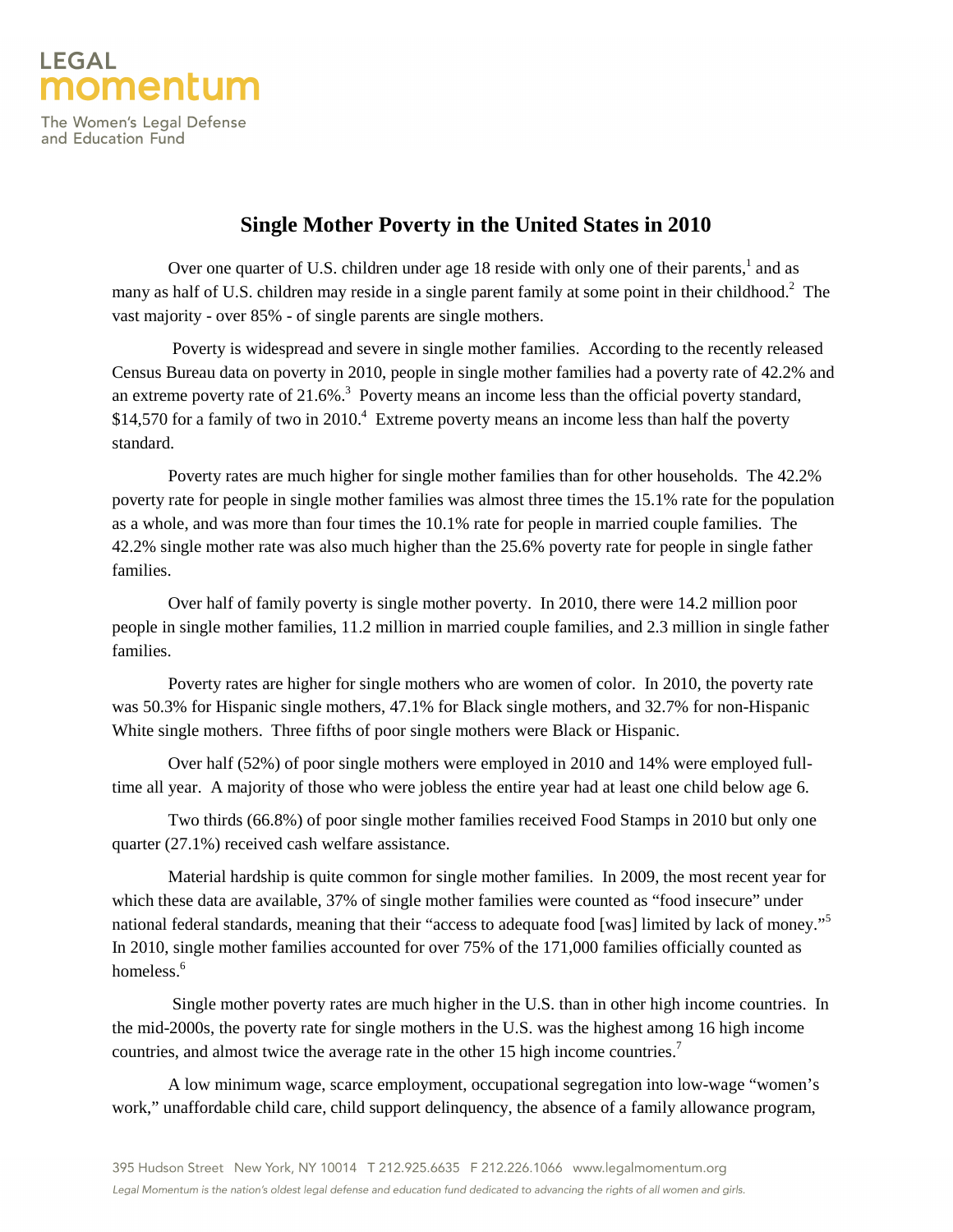LEGAL
momentum

The Women's Legal Defense
and Education Fund

# Single Mother Poverty in the United States in 2010

Over one quarter of U.S. children under age 18 reside with only one of their parents,[1] and as many as half of U.S. children may reside in a single parent family at some point in their childhood.[2] The vast majority - over 85% - of single parents are single mothers.

Poverty is widespread and severe in single mother families. According to the recently released Census Bureau data on poverty in 2010, people in single mother families had a poverty rate of 42.2% and an extreme poverty rate of 21.6%.[3] Poverty means an income less than the official poverty standard, $14,570 for a family of two in 2010.[4] Extreme poverty means an income less than half the poverty standard.

Poverty rates are much higher for single mother families than for other households. The 42.2% poverty rate for people in single mother families was almost three times the 15.1% rate for the population as a whole, and was more than four times the 10.1% rate for people in married couple families. The 42.2% single mother rate was also much higher than the 25.6% poverty rate for people in single father families.

Over half of family poverty is single mother poverty. In 2010, there were 14.2 million poor people in single mother families, 11.2 million in married couple families, and 2.3 million in single father families.

Poverty rates are higher for single mothers who are women of color. In 2010, the poverty rate was 50.3% for Hispanic single mothers, 47.1% for Black single mothers, and 32.7% for non-Hispanic White single mothers. Three fifths of poor single mothers were Black or Hispanic.

Over half (52%) of poor single mothers were employed in 2010 and 14% were employed full-time all year. A majority of those who were jobless the entire year had at least one child below age 6.

Two thirds (66.8%) of poor single mother families received Food Stamps in 2010 but only one quarter (27.1%) received cash welfare assistance.

Material hardship is quite common for single mother families. In 2009, the most recent year for which these data are available, 37% of single mother families were counted as "food insecure" under national federal standards, meaning that their "access to adequate food [was] limited by lack of money."[5] In 2010, single mother families accounted for over 75% of the 171,000 families officially counted as homeless.[6]

Single mother poverty rates are much higher in the U.S. than in other high income countries. In the mid-2000s, the poverty rate for single mothers in the U.S. was the highest among 16 high income countries, and almost twice the average rate in the other 15 high income countries.[7]

A low minimum wage, scarce employment, occupational segregation into low-wage "women's work," unaffordable child care, child support delinquency, the absence of a family allowance program,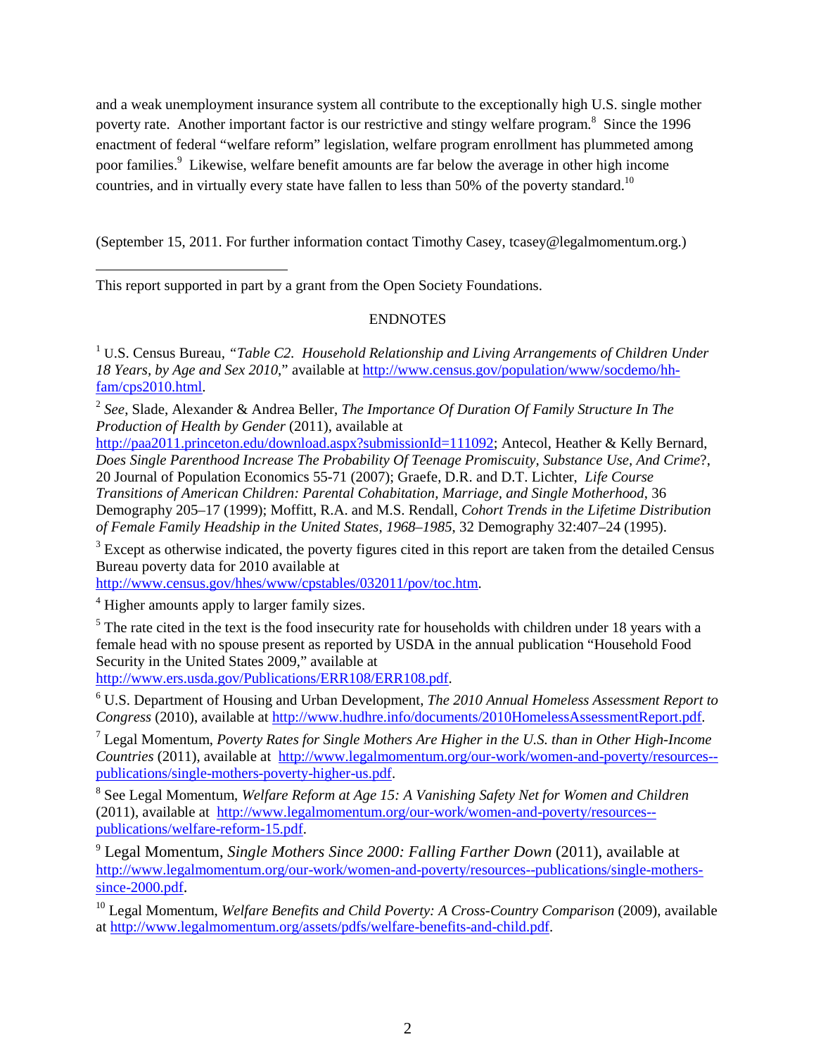and a weak unemployment insurance system all contribute to the exceptionally high U.S. single mother poverty rate. Another important factor is our restrictive and stingy welfare program.[8] Since the 1996 enactment of federal "welfare reform" legislation, welfare program enrollment has plummeted among poor families.[9] Likewise, welfare benefit amounts are far below the average in other high income countries, and in virtually every state have fallen to less than 50% of the poverty standard.[10]

(September 15, 2011. For further information contact Timothy Casey, tcasey@legalmomentum.org.)

---

This report supported in part by a grant from the Open Society Foundations.

ENDNOTES

[1] U.S. Census Bureau, *"Table C2. Household Relationship and Living Arrangements of Children Under 18 Years, by Age and Sex 2010*," available at http://www.census.gov/population/www/socdemo/hh-fam/cps2010.html.

[2] *See*, Slade, Alexander & Andrea Beller, *The Importance Of Duration Of Family Structure In The Production of Health by Gender* (2011), available at http://paa2011.princeton.edu/download.aspx?submissionId=111092; Antecol, Heather & Kelly Bernard, *Does Single Parenthood Increase The Probability Of Teenage Promiscuity, Substance Use, And Crime*?, 20 Journal of Population Economics 55-71 (2007); Graefe, D.R. and D.T. Lichter, *Life Course Transitions of American Children: Parental Cohabitation, Marriage, and Single Motherhood*, 36 Demography 205–17 (1999); Moffitt, R.A. and M.S. Rendall, *Cohort Trends in the Lifetime Distribution of Female Family Headship in the United States, 1968–1985*, 32 Demography 32:407–24 (1995).

[3] Except as otherwise indicated, the poverty figures cited in this report are taken from the detailed Census Bureau poverty data for 2010 available at http://www.census.gov/hhes/www/cpstables/032011/pov/toc.htm.

[4] Higher amounts apply to larger family sizes.

[5] The rate cited in the text is the food insecurity rate for households with children under 18 years with a female head with no spouse present as reported by USDA in the annual publication "Household Food Security in the United States 2009," available at http://www.ers.usda.gov/Publications/ERR108/ERR108.pdf.

[6] U.S. Department of Housing and Urban Development, *The 2010 Annual Homeless Assessment Report to Congress* (2010), available at http://www.hudhre.info/documents/2010HomelessAssessmentReport.pdf.

[7] Legal Momentum, *Poverty Rates for Single Mothers Are Higher in the U.S. than in Other High-Income Countries* (2011), available at http://www.legalmomentum.org/our-work/women-and-poverty/resources--publications/single-mothers-poverty-higher-us.pdf.

[8] See Legal Momentum, *Welfare Reform at Age 15: A Vanishing Safety Net for Women and Children* (2011), available at http://www.legalmomentum.org/our-work/women-and-poverty/resources--publications/welfare-reform-15.pdf.

[9] Legal Momentum, *Single Mothers Since 2000: Falling Farther Down* (2011), available at http://www.legalmomentum.org/our-work/women-and-poverty/resources--publications/single-mothers-since-2000.pdf.

[10] Legal Momentum, *Welfare Benefits and Child Poverty: A Cross-Country Comparison* (2009), available at http://www.legalmomentum.org/assets/pdfs/welfare-benefits-and-child.pdf.